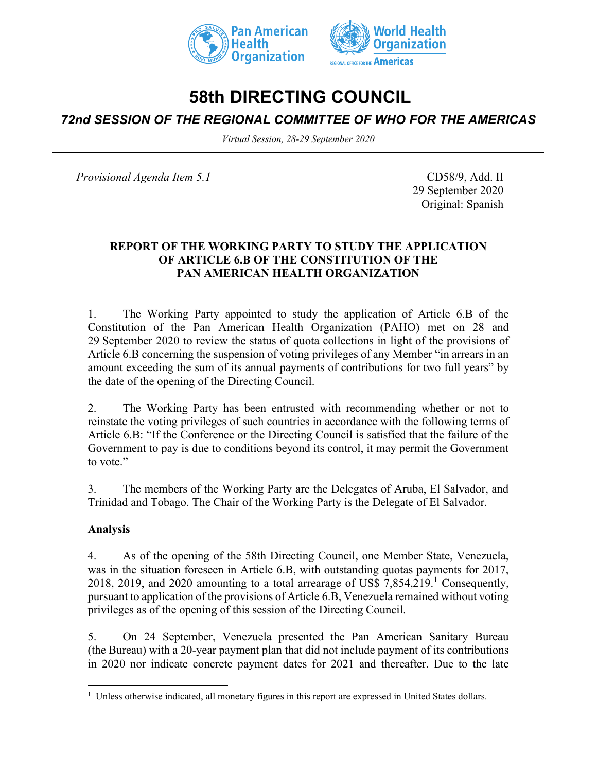# 58th DIRECTING COUNCIL

## *72nd SESSION OF THE REGIONAL COMMITTEE OF WHO FOR THE AMERICAS*

*Virtual Session, 28-29 September 2020*

*Provisional Agenda Item 5.1*

CD58/9, Add. II
29 September 2020
Original: Spanish

**REPORT OF THE WORKING PARTY TO STUDY THE APPLICATION OF ARTICLE 6.B OF THE CONSTITUTION OF THE PAN AMERICAN HEALTH ORGANIZATION**

1. The Working Party appointed to study the application of Article 6.B of the Constitution of the Pan American Health Organization (PAHO) met on 28 and 29 September 2020 to review the status of quota collections in light of the provisions of Article 6.B concerning the suspension of voting privileges of any Member "in arrears in an amount exceeding the sum of its annual payments of contributions for two full years" by the date of the opening of the Directing Council.

2. The Working Party has been entrusted with recommending whether or not to reinstate the voting privileges of such countries in accordance with the following terms of Article 6.B: "If the Conference or the Directing Council is satisfied that the failure of the Government to pay is due to conditions beyond its control, it may permit the Government to vote."

3. The members of the Working Party are the Delegates of Aruba, El Salvador, and Trinidad and Tobago. The Chair of the Working Party is the Delegate of El Salvador.

**Analysis**

4. As of the opening of the 58th Directing Council, one Member State, Venezuela, was in the situation foreseen in Article 6.B, with outstanding quotas payments for 2017, 2018, 2019, and 2020 amounting to a total arrearage of US$ 7,854,219.[1] Consequently, pursuant to application of the provisions of Article 6.B, Venezuela remained without voting privileges as of the opening of this session of the Directing Council.

5. On 24 September, Venezuela presented the Pan American Sanitary Bureau (the Bureau) with a 20-year payment plan that did not include payment of its contributions in 2020 nor indicate concrete payment dates for 2021 and thereafter. Due to the late

[1] Unless otherwise indicated, all monetary figures in this report are expressed in United States dollars.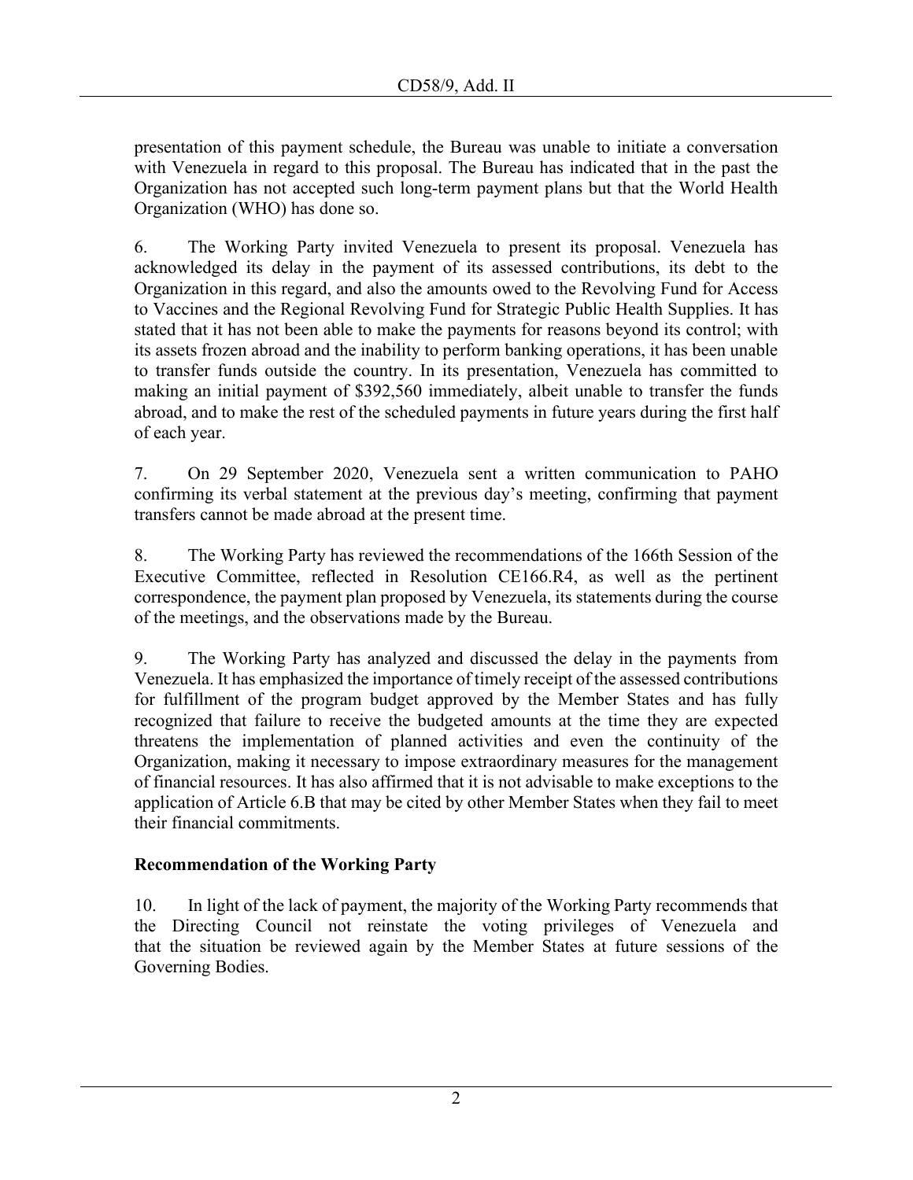presentation of this payment schedule, the Bureau was unable to initiate a conversation with Venezuela in regard to this proposal. The Bureau has indicated that in the past the Organization has not accepted such long-term payment plans but that the World Health Organization (WHO) has done so.

6. The Working Party invited Venezuela to present its proposal. Venezuela has acknowledged its delay in the payment of its assessed contributions, its debt to the Organization in this regard, and also the amounts owed to the Revolving Fund for Access to Vaccines and the Regional Revolving Fund for Strategic Public Health Supplies. It has stated that it has not been able to make the payments for reasons beyond its control; with its assets frozen abroad and the inability to perform banking operations, it has been unable to transfer funds outside the country. In its presentation, Venezuela has committed to making an initial payment of $392,560 immediately, albeit unable to transfer the funds abroad, and to make the rest of the scheduled payments in future years during the first half of each year.

7. On 29 September 2020, Venezuela sent a written communication to PAHO confirming its verbal statement at the previous day's meeting, confirming that payment transfers cannot be made abroad at the present time.

8. The Working Party has reviewed the recommendations of the 166th Session of the Executive Committee, reflected in Resolution CE166.R4, as well as the pertinent correspondence, the payment plan proposed by Venezuela, its statements during the course of the meetings, and the observations made by the Bureau.

9. The Working Party has analyzed and discussed the delay in the payments from Venezuela. It has emphasized the importance of timely receipt of the assessed contributions for fulfillment of the program budget approved by the Member States and has fully recognized that failure to receive the budgeted amounts at the time they are expected threatens the implementation of planned activities and even the continuity of the Organization, making it necessary to impose extraordinary measures for the management of financial resources. It has also affirmed that it is not advisable to make exceptions to the application of Article 6.B that may be cited by other Member States when they fail to meet their financial commitments.

**Recommendation of the Working Party**

10. In light of the lack of payment, the majority of the Working Party recommends that the Directing Council not reinstate the voting privileges of Venezuela and that the situation be reviewed again by the Member States at future sessions of the Governing Bodies.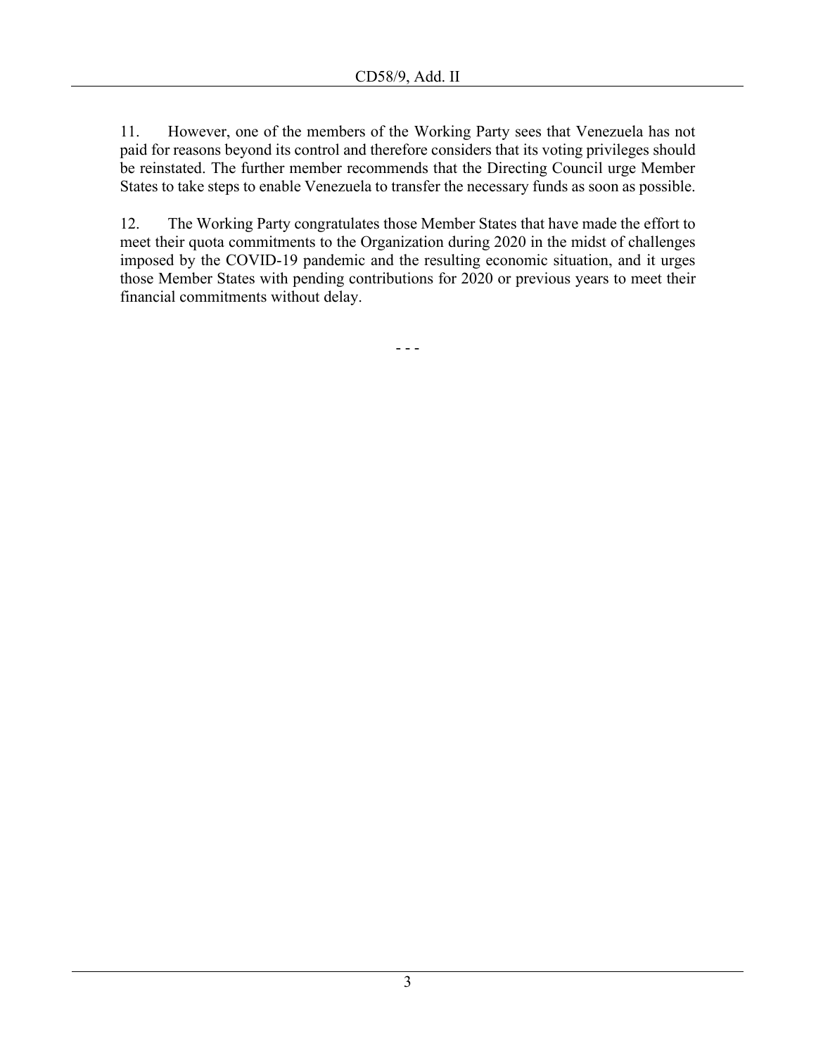11. However, one of the members of the Working Party sees that Venezuela has not paid for reasons beyond its control and therefore considers that its voting privileges should be reinstated. The further member recommends that the Directing Council urge Member States to take steps to enable Venezuela to transfer the necessary funds as soon as possible.

12. The Working Party congratulates those Member States that have made the effort to meet their quota commitments to the Organization during 2020 in the midst of challenges imposed by the COVID-19 pandemic and the resulting economic situation, and it urges those Member States with pending contributions for 2020 or previous years to meet their financial commitments without delay.

- - -